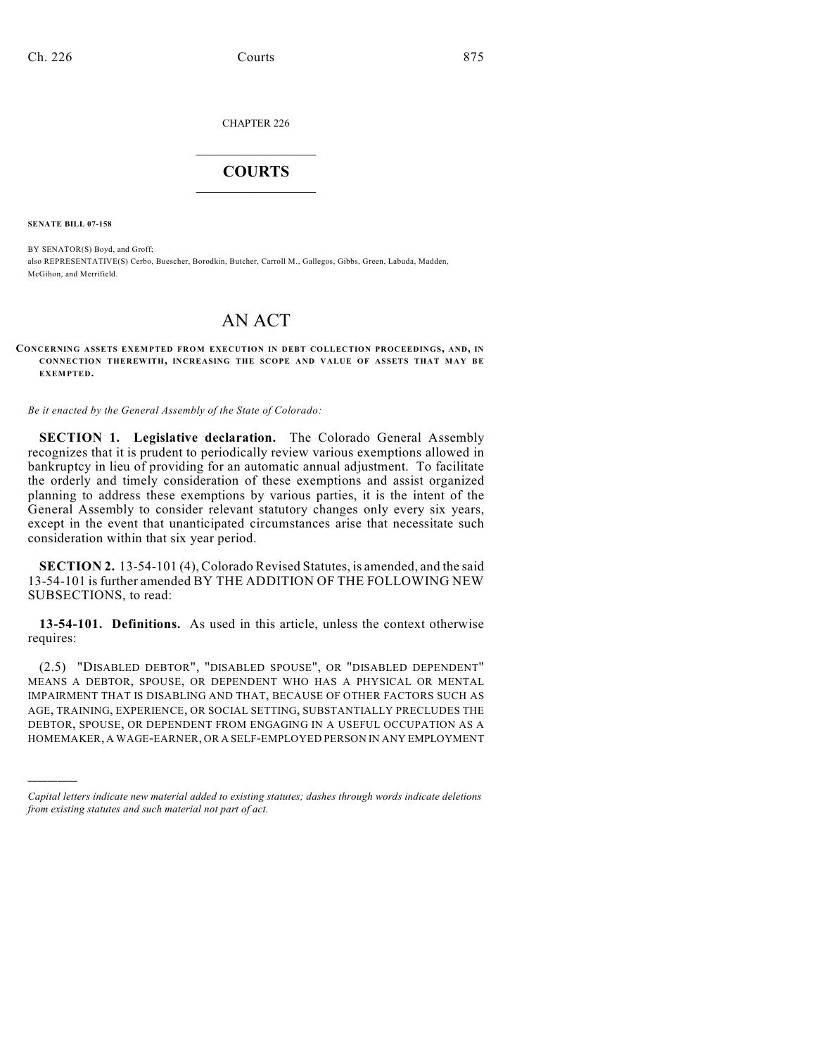CHAPTER 226

# COURTS

**SENATE BILL 07-158**

BY SENATOR(S) Boyd, and Groff;
also REPRESENTATIVE(S) Cerbo, Buescher, Borodkin, Butcher, Carroll M., Gallegos, Gibbs, Green, Labuda, Madden, McGihon, and Merrifield.

# AN ACT

**CONCERNING ASSETS EXEMPTED FROM EXECUTION IN DEBT COLLECTION PROCEEDINGS, AND, IN CONNECTION THEREWITH, INCREASING THE SCOPE AND VALUE OF ASSETS THAT MAY BE EXEMPTED.**

*Be it enacted by the General Assembly of the State of Colorado:*

**SECTION 1. Legislative declaration.** The Colorado General Assembly recognizes that it is prudent to periodically review various exemptions allowed in bankruptcy in lieu of providing for an automatic annual adjustment. To facilitate the orderly and timely consideration of these exemptions and assist organized planning to address these exemptions by various parties, it is the intent of the General Assembly to consider relevant statutory changes only every six years, except in the event that unanticipated circumstances arise that necessitate such consideration within that six year period.

**SECTION 2.** 13-54-101 (4), Colorado Revised Statutes, is amended, and the said 13-54-101 is further amended BY THE ADDITION OF THE FOLLOWING NEW SUBSECTIONS, to read:

**13-54-101. Definitions.** As used in this article, unless the context otherwise requires:

(2.5) "DISABLED DEBTOR", "DISABLED SPOUSE", OR "DISABLED DEPENDENT" MEANS A DEBTOR, SPOUSE, OR DEPENDENT WHO HAS A PHYSICAL OR MENTAL IMPAIRMENT THAT IS DISABLING AND THAT, BECAUSE OF OTHER FACTORS SUCH AS AGE, TRAINING, EXPERIENCE, OR SOCIAL SETTING, SUBSTANTIALLY PRECLUDES THE DEBTOR, SPOUSE, OR DEPENDENT FROM ENGAGING IN A USEFUL OCCUPATION AS A HOMEMAKER, A WAGE-EARNER, OR A SELF-EMPLOYED PERSON IN ANY EMPLOYMENT

———

*Capital letters indicate new material added to existing statutes; dashes through words indicate deletions from existing statutes and such material not part of act.*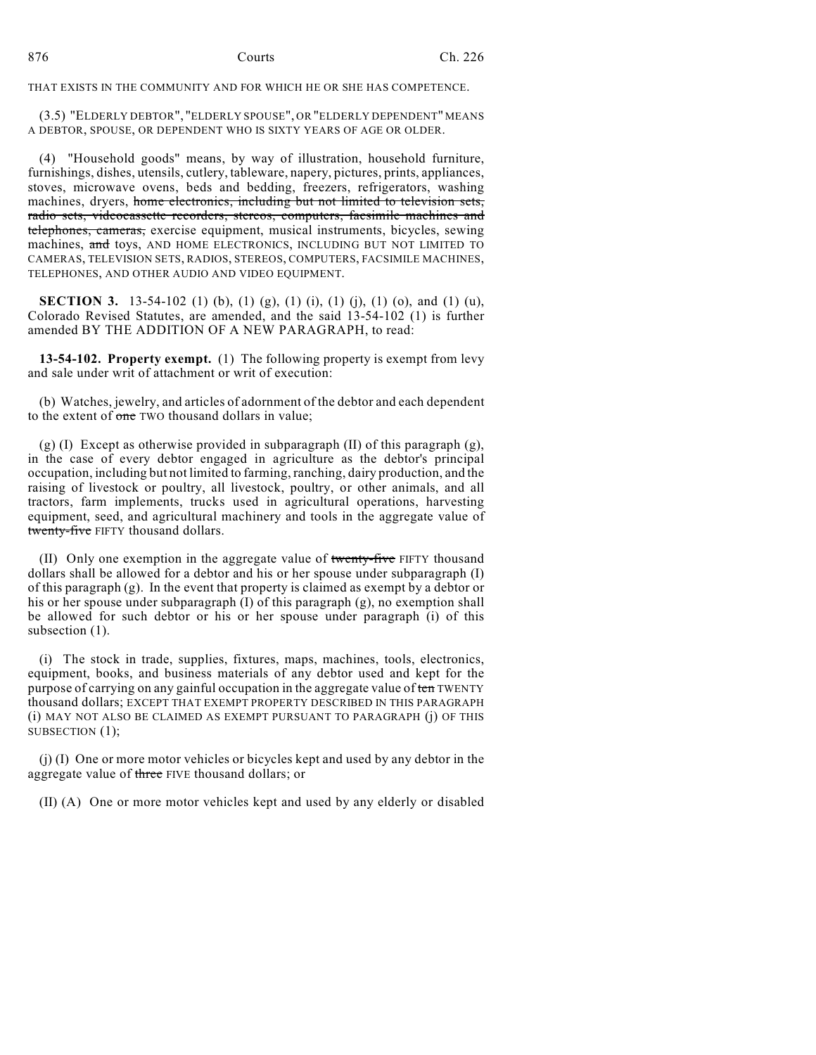THAT EXISTS IN THE COMMUNITY AND FOR WHICH HE OR SHE HAS COMPETENCE.

(3.5) "ELDERLY DEBTOR", "ELDERLY SPOUSE", OR "ELDERLY DEPENDENT" MEANS A DEBTOR, SPOUSE, OR DEPENDENT WHO IS SIXTY YEARS OF AGE OR OLDER.

(4) "Household goods" means, by way of illustration, household furniture, furnishings, dishes, utensils, cutlery, tableware, napery, pictures, prints, appliances, stoves, microwave ovens, beds and bedding, freezers, refrigerators, washing machines, dryers, ~~home electronics, including but not limited to television sets, radio sets, videocassette recorders, stereos, computers, facsimile machines and telephones, cameras,~~ exercise equipment, musical instruments, bicycles, sewing machines, ~~and~~ toys, AND HOME ELECTRONICS, INCLUDING BUT NOT LIMITED TO CAMERAS, TELEVISION SETS, RADIOS, STEREOS, COMPUTERS, FACSIMILE MACHINES, TELEPHONES, AND OTHER AUDIO AND VIDEO EQUIPMENT.

**SECTION 3.** 13-54-102 (1) (b), (1) (g), (1) (i), (1) (j), (1) (o), and (1) (u), Colorado Revised Statutes, are amended, and the said 13-54-102 (1) is further amended BY THE ADDITION OF A NEW PARAGRAPH, to read:

**13-54-102. Property exempt.** (1) The following property is exempt from levy and sale under writ of attachment or writ of execution:

(b) Watches, jewelry, and articles of adornment of the debtor and each dependent to the extent of ~~one~~ TWO thousand dollars in value;

(g) (I) Except as otherwise provided in subparagraph (II) of this paragraph (g), in the case of every debtor engaged in agriculture as the debtor's principal occupation, including but not limited to farming, ranching, dairy production, and the raising of livestock or poultry, all livestock, poultry, or other animals, and all tractors, farm implements, trucks used in agricultural operations, harvesting equipment, seed, and agricultural machinery and tools in the aggregate value of ~~twenty-five~~ FIFTY thousand dollars.

(II) Only one exemption in the aggregate value of ~~twenty-five~~ FIFTY thousand dollars shall be allowed for a debtor and his or her spouse under subparagraph (I) of this paragraph (g). In the event that property is claimed as exempt by a debtor or his or her spouse under subparagraph (I) of this paragraph (g), no exemption shall be allowed for such debtor or his or her spouse under paragraph (i) of this subsection (1).

(i) The stock in trade, supplies, fixtures, maps, machines, tools, electronics, equipment, books, and business materials of any debtor used and kept for the purpose of carrying on any gainful occupation in the aggregate value of ~~ten~~ TWENTY thousand dollars; EXCEPT THAT EXEMPT PROPERTY DESCRIBED IN THIS PARAGRAPH (i) MAY NOT ALSO BE CLAIMED AS EXEMPT PURSUANT TO PARAGRAPH (j) OF THIS SUBSECTION (1);

(j) (I) One or more motor vehicles or bicycles kept and used by any debtor in the aggregate value of ~~three~~ FIVE thousand dollars; or

(II) (A) One or more motor vehicles kept and used by any elderly or disabled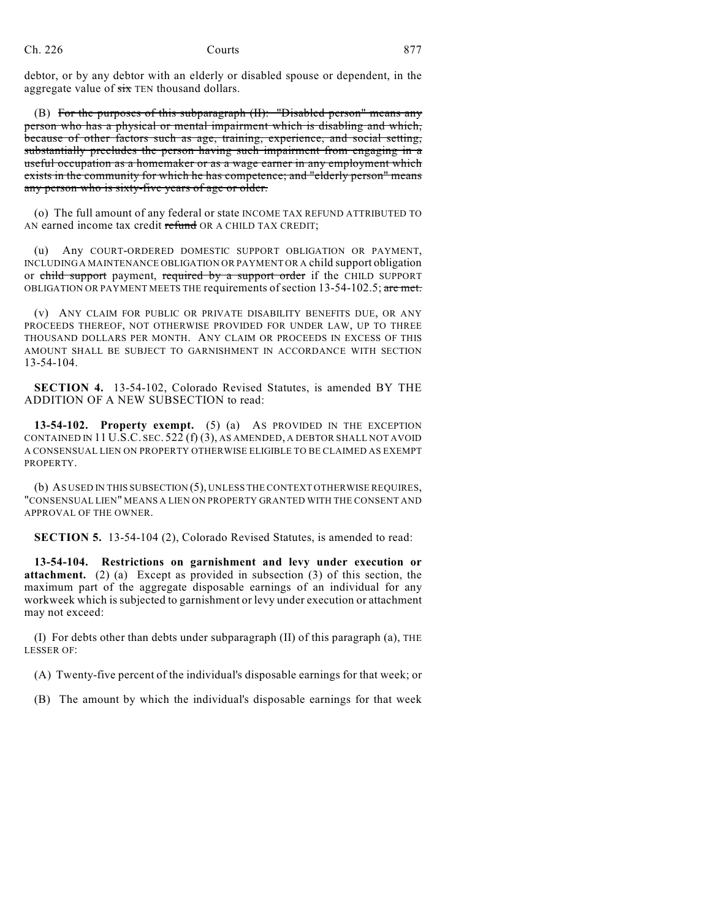debtor, or by any debtor with an elderly or disabled spouse or dependent, in the aggregate value of ~~six~~ TEN thousand dollars.

(B) ~~For the purposes of this subparagraph (II): "Disabled person" means any person who has a physical or mental impairment which is disabling and which, because of other factors such as age, training, experience, and social setting, substantially precludes the person having such impairment from engaging in a useful occupation as a homemaker or as a wage earner in any employment which exists in the community for which he has competence; and "elderly person" means any person who is sixty-five years of age or older.~~

(o) The full amount of any federal or state INCOME TAX REFUND ATTRIBUTED TO AN earned income tax credit ~~refund~~ OR A CHILD TAX CREDIT;

(u) Any COURT-ORDERED DOMESTIC SUPPORT OBLIGATION OR PAYMENT, INCLUDING A MAINTENANCE OBLIGATION OR PAYMENT OR A child support obligation or ~~child support~~ payment, ~~required by a support order~~ if the CHILD SUPPORT OBLIGATION OR PAYMENT MEETS THE requirements of section 13-54-102.5; ~~are met.~~

(v) ANY CLAIM FOR PUBLIC OR PRIVATE DISABILITY BENEFITS DUE, OR ANY PROCEEDS THEREOF, NOT OTHERWISE PROVIDED FOR UNDER LAW, UP TO THREE THOUSAND DOLLARS PER MONTH. ANY CLAIM OR PROCEEDS IN EXCESS OF THIS AMOUNT SHALL BE SUBJECT TO GARNISHMENT IN ACCORDANCE WITH SECTION 13-54-104.

**SECTION 4.** 13-54-102, Colorado Revised Statutes, is amended BY THE ADDITION OF A NEW SUBSECTION to read:

**13-54-102. Property exempt.** (5) (a) AS PROVIDED IN THE EXCEPTION CONTAINED IN 11 U.S.C. SEC. 522 (f) (3), AS AMENDED, A DEBTOR SHALL NOT AVOID A CONSENSUAL LIEN ON PROPERTY OTHERWISE ELIGIBLE TO BE CLAIMED AS EXEMPT PROPERTY.

(b) AS USED IN THIS SUBSECTION (5), UNLESS THE CONTEXT OTHERWISE REQUIRES, "CONSENSUAL LIEN" MEANS A LIEN ON PROPERTY GRANTED WITH THE CONSENT AND APPROVAL OF THE OWNER.

**SECTION 5.** 13-54-104 (2), Colorado Revised Statutes, is amended to read:

**13-54-104. Restrictions on garnishment and levy under execution or attachment.** (2) (a) Except as provided in subsection (3) of this section, the maximum part of the aggregate disposable earnings of an individual for any workweek which is subjected to garnishment or levy under execution or attachment may not exceed:

(I) For debts other than debts under subparagraph (II) of this paragraph (a), THE LESSER OF:

(A) Twenty-five percent of the individual's disposable earnings for that week; or

(B) The amount by which the individual's disposable earnings for that week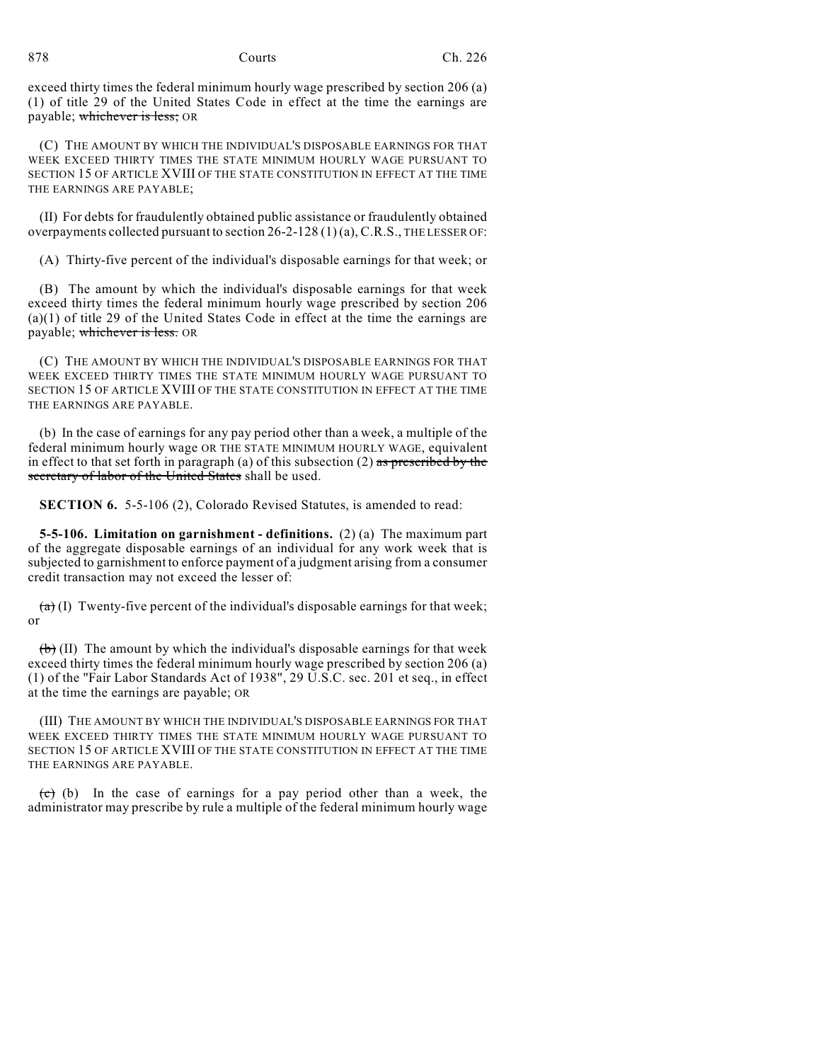exceed thirty times the federal minimum hourly wage prescribed by section 206 (a) (1) of title 29 of the United States Code in effect at the time the earnings are payable; ~~whichever is less;~~ OR

(C) THE AMOUNT BY WHICH THE INDIVIDUAL'S DISPOSABLE EARNINGS FOR THAT WEEK EXCEED THIRTY TIMES THE STATE MINIMUM HOURLY WAGE PURSUANT TO SECTION 15 OF ARTICLE XVIII OF THE STATE CONSTITUTION IN EFFECT AT THE TIME THE EARNINGS ARE PAYABLE;

(II) For debts for fraudulently obtained public assistance or fraudulently obtained overpayments collected pursuant to section 26-2-128 (1) (a), C.R.S., THE LESSER OF:

(A) Thirty-five percent of the individual's disposable earnings for that week; or

(B) The amount by which the individual's disposable earnings for that week exceed thirty times the federal minimum hourly wage prescribed by section 206 (a)(1) of title 29 of the United States Code in effect at the time the earnings are payable; ~~whichever is less.~~ OR

(C) THE AMOUNT BY WHICH THE INDIVIDUAL'S DISPOSABLE EARNINGS FOR THAT WEEK EXCEED THIRTY TIMES THE STATE MINIMUM HOURLY WAGE PURSUANT TO SECTION 15 OF ARTICLE XVIII OF THE STATE CONSTITUTION IN EFFECT AT THE TIME THE EARNINGS ARE PAYABLE.

(b) In the case of earnings for any pay period other than a week, a multiple of the federal minimum hourly wage OR THE STATE MINIMUM HOURLY WAGE, equivalent in effect to that set forth in paragraph (a) of this subsection (2) ~~as prescribed by the secretary of labor of the United States~~ shall be used.

**SECTION 6.** 5-5-106 (2), Colorado Revised Statutes, is amended to read:

**5-5-106. Limitation on garnishment - definitions.** (2) (a) The maximum part of the aggregate disposable earnings of an individual for any work week that is subjected to garnishment to enforce payment of a judgment arising from a consumer credit transaction may not exceed the lesser of:

~~(a)~~ (I) Twenty-five percent of the individual's disposable earnings for that week; or

~~(b)~~ (II) The amount by which the individual's disposable earnings for that week exceed thirty times the federal minimum hourly wage prescribed by section 206 (a) (1) of the "Fair Labor Standards Act of 1938", 29 U.S.C. sec. 201 et seq., in effect at the time the earnings are payable; OR

(III) THE AMOUNT BY WHICH THE INDIVIDUAL'S DISPOSABLE EARNINGS FOR THAT WEEK EXCEED THIRTY TIMES THE STATE MINIMUM HOURLY WAGE PURSUANT TO SECTION 15 OF ARTICLE XVIII OF THE STATE CONSTITUTION IN EFFECT AT THE TIME THE EARNINGS ARE PAYABLE.

~~(c)~~ (b) In the case of earnings for a pay period other than a week, the administrator may prescribe by rule a multiple of the federal minimum hourly wage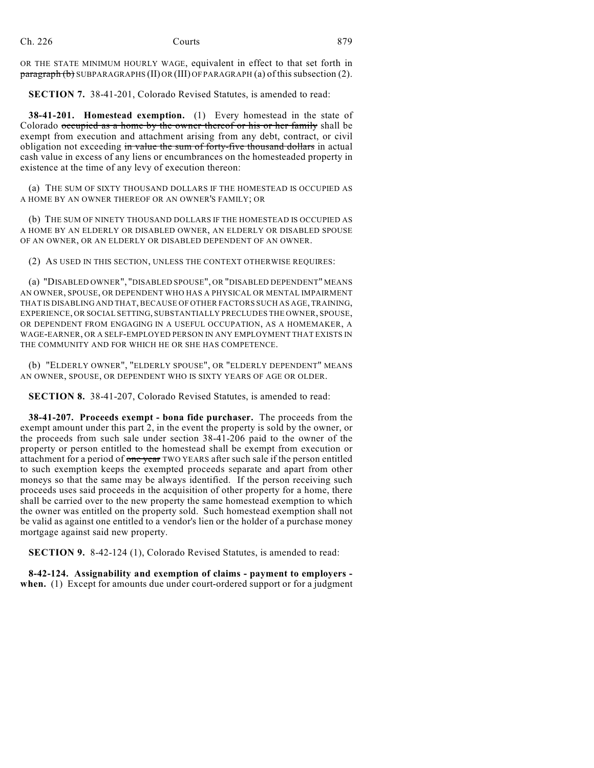OR THE STATE MINIMUM HOURLY WAGE, equivalent in effect to that set forth in ~~paragraph (b)~~ SUBPARAGRAPHS (II) OR (III) OF PARAGRAPH (a) of this subsection (2).

**SECTION 7.** 38-41-201, Colorado Revised Statutes, is amended to read:

**38-41-201. Homestead exemption.** (1) Every homestead in the state of Colorado ~~occupied as a home by the owner thereof or his or her family~~ shall be exempt from execution and attachment arising from any debt, contract, or civil obligation not exceeding ~~in value the sum of forty-five thousand dollars~~ in actual cash value in excess of any liens or encumbrances on the homesteaded property in existence at the time of any levy of execution thereon:

(a) THE SUM OF SIXTY THOUSAND DOLLARS IF THE HOMESTEAD IS OCCUPIED AS A HOME BY AN OWNER THEREOF OR AN OWNER'S FAMILY; OR

(b) THE SUM OF NINETY THOUSAND DOLLARS IF THE HOMESTEAD IS OCCUPIED AS A HOME BY AN ELDERLY OR DISABLED OWNER, AN ELDERLY OR DISABLED SPOUSE OF AN OWNER, OR AN ELDERLY OR DISABLED DEPENDENT OF AN OWNER.

(2) AS USED IN THIS SECTION, UNLESS THE CONTEXT OTHERWISE REQUIRES:

(a) "DISABLED OWNER", "DISABLED SPOUSE", OR "DISABLED DEPENDENT" MEANS AN OWNER, SPOUSE, OR DEPENDENT WHO HAS A PHYSICAL OR MENTAL IMPAIRMENT THAT IS DISABLING AND THAT, BECAUSE OF OTHER FACTORS SUCH AS AGE, TRAINING, EXPERIENCE, OR SOCIAL SETTING, SUBSTANTIALLY PRECLUDES THE OWNER, SPOUSE, OR DEPENDENT FROM ENGAGING IN A USEFUL OCCUPATION, AS A HOMEMAKER, A WAGE-EARNER, OR A SELF-EMPLOYED PERSON IN ANY EMPLOYMENT THAT EXISTS IN THE COMMUNITY AND FOR WHICH HE OR SHE HAS COMPETENCE.

(b) "ELDERLY OWNER", "ELDERLY SPOUSE", OR "ELDERLY DEPENDENT" MEANS AN OWNER, SPOUSE, OR DEPENDENT WHO IS SIXTY YEARS OF AGE OR OLDER.

**SECTION 8.** 38-41-207, Colorado Revised Statutes, is amended to read:

**38-41-207. Proceeds exempt - bona fide purchaser.** The proceeds from the exempt amount under this part 2, in the event the property is sold by the owner, or the proceeds from such sale under section 38-41-206 paid to the owner of the property or person entitled to the homestead shall be exempt from execution or attachment for a period of ~~one year~~ TWO YEARS after such sale if the person entitled to such exemption keeps the exempted proceeds separate and apart from other moneys so that the same may be always identified. If the person receiving such proceeds uses said proceeds in the acquisition of other property for a home, there shall be carried over to the new property the same homestead exemption to which the owner was entitled on the property sold. Such homestead exemption shall not be valid as against one entitled to a vendor's lien or the holder of a purchase money mortgage against said new property.

**SECTION 9.** 8-42-124 (1), Colorado Revised Statutes, is amended to read:

**8-42-124. Assignability and exemption of claims - payment to employers - when.** (1) Except for amounts due under court-ordered support or for a judgment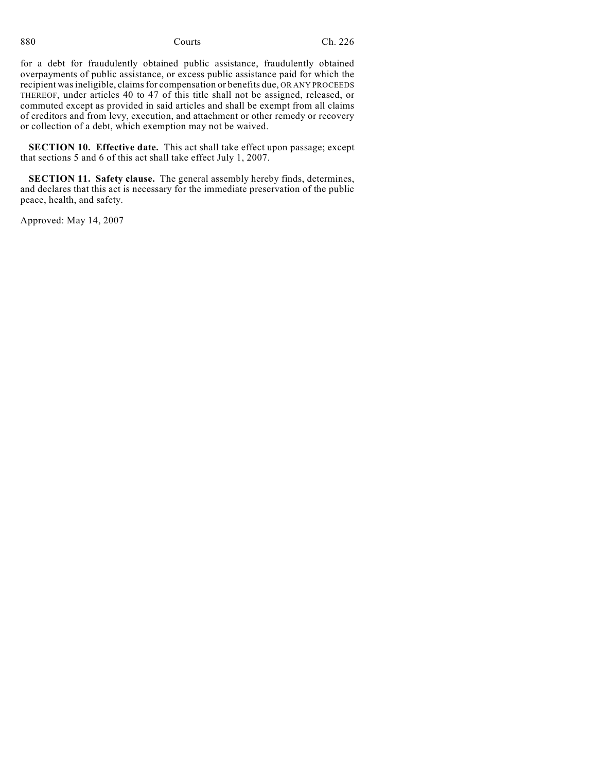for a debt for fraudulently obtained public assistance, fraudulently obtained overpayments of public assistance, or excess public assistance paid for which the recipient was ineligible, claims for compensation or benefits due, OR ANY PROCEEDS THEREOF, under articles 40 to 47 of this title shall not be assigned, released, or commuted except as provided in said articles and shall be exempt from all claims of creditors and from levy, execution, and attachment or other remedy or recovery or collection of a debt, which exemption may not be waived.

**SECTION 10. Effective date.** This act shall take effect upon passage; except that sections 5 and 6 of this act shall take effect July 1, 2007.

**SECTION 11. Safety clause.** The general assembly hereby finds, determines, and declares that this act is necessary for the immediate preservation of the public peace, health, and safety.

Approved: May 14, 2007